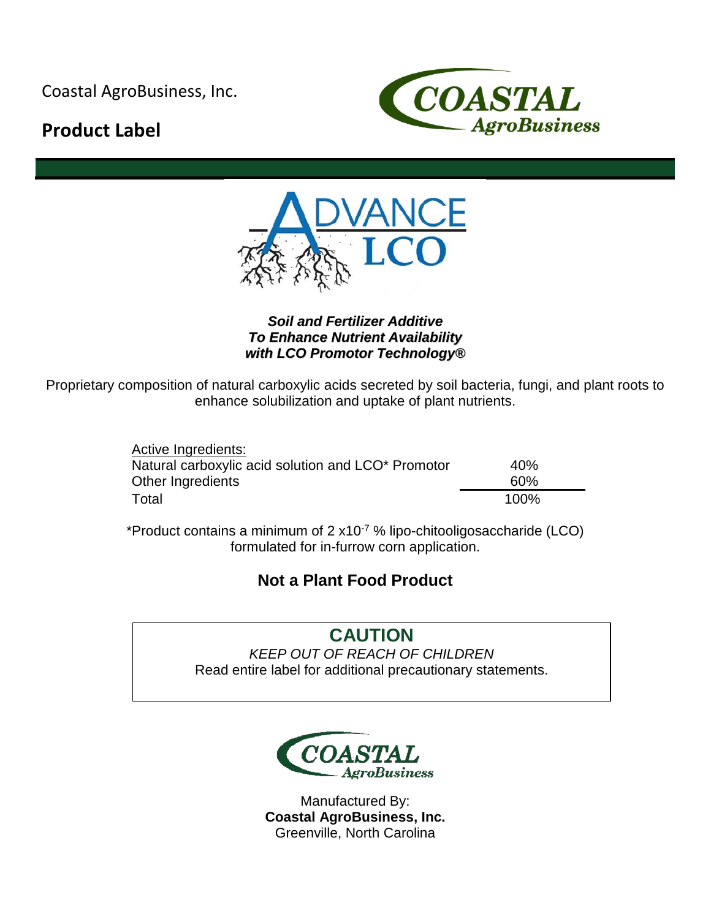Coastal AgroBusiness, Inc.

## Product Label

COASTAL AgroBusiness

# ADVANCE LCO

***Soil and Fertilizer Additive***
***To Enhance Nutrient Availability***
***with LCO Promotor Technology®***

Proprietary composition of natural carboxylic acids secreted by soil bacteria, fungi, and plant roots to enhance solubilization and uptake of plant nutrients.

| Active Ingredients: | |
|---|---|
| Natural carboxylic acid solution and LCO* Promotor | 40% |
| Other Ingredients | 60% |
| Total | 100% |

*Product contains a minimum of 2 x$10^{-7}$ % lipo-chitooligosaccharide (LCO) formulated for in-furrow corn application.

### Not a Plant Food Product

**CAUTION**

*KEEP OUT OF REACH OF CHILDREN*

Read entire label for additional precautionary statements.

COASTAL AgroBusiness

Manufactured By:
**Coastal AgroBusiness, Inc.**
Greenville, North Carolina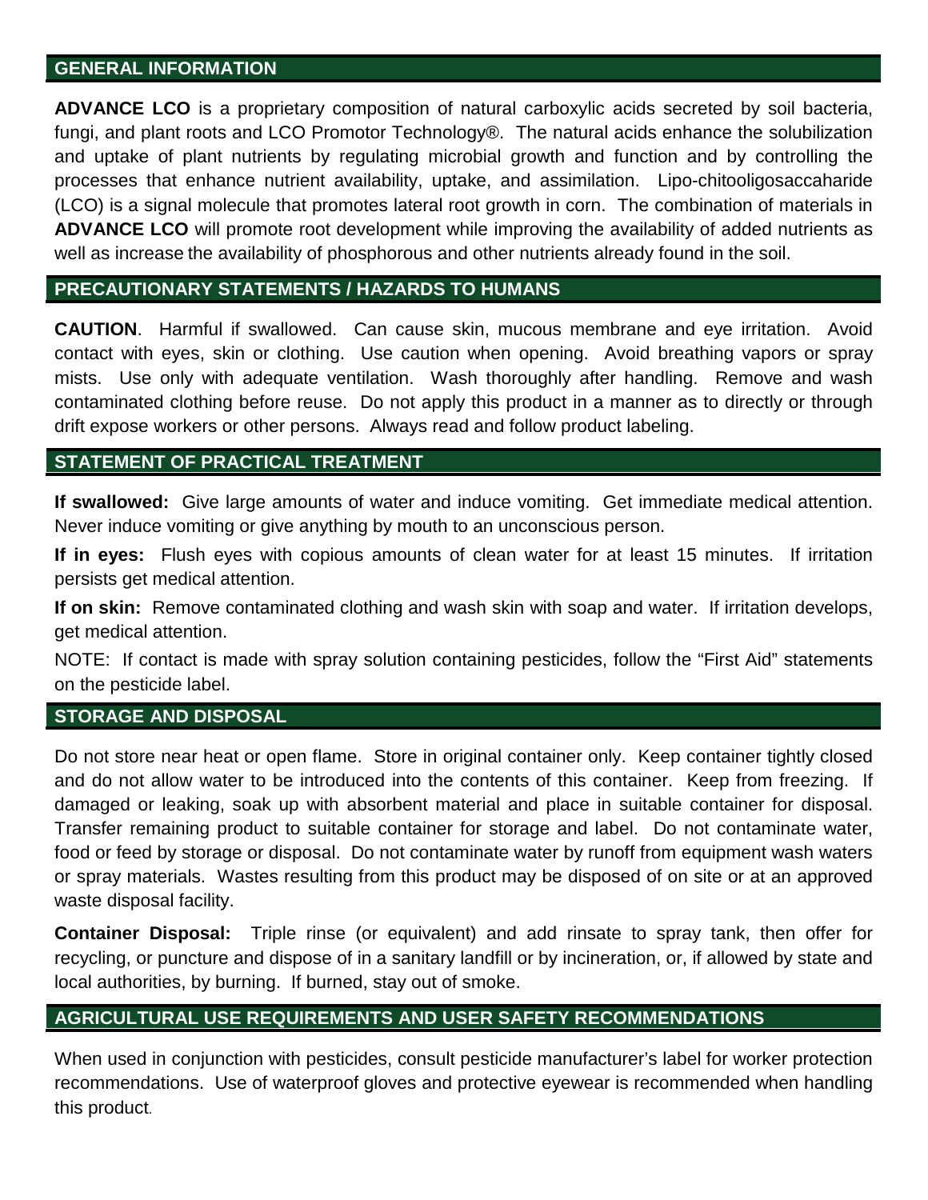## GENERAL INFORMATION

**ADVANCE LCO** is a proprietary composition of natural carboxylic acids secreted by soil bacteria, fungi, and plant roots and LCO Promotor Technology®. The natural acids enhance the solubilization and uptake of plant nutrients by regulating microbial growth and function and by controlling the processes that enhance nutrient availability, uptake, and assimilation. Lipo-chitooligosaccaharide (LCO) is a signal molecule that promotes lateral root growth in corn. The combination of materials in **ADVANCE LCO** will promote root development while improving the availability of added nutrients as well as increase the availability of phosphorous and other nutrients already found in the soil.

## PRECAUTIONARY STATEMENTS / HAZARDS TO HUMANS

**CAUTION**. Harmful if swallowed. Can cause skin, mucous membrane and eye irritation. Avoid contact with eyes, skin or clothing. Use caution when opening. Avoid breathing vapors or spray mists. Use only with adequate ventilation. Wash thoroughly after handling. Remove and wash contaminated clothing before reuse. Do not apply this product in a manner as to directly or through drift expose workers or other persons. Always read and follow product labeling.

## STATEMENT OF PRACTICAL TREATMENT

**If swallowed:** Give large amounts of water and induce vomiting. Get immediate medical attention. Never induce vomiting or give anything by mouth to an unconscious person.

**If in eyes:** Flush eyes with copious amounts of clean water for at least 15 minutes. If irritation persists get medical attention.

**If on skin:** Remove contaminated clothing and wash skin with soap and water. If irritation develops, get medical attention.

NOTE: If contact is made with spray solution containing pesticides, follow the “First Aid” statements on the pesticide label.

## STORAGE AND DISPOSAL

Do not store near heat or open flame. Store in original container only. Keep container tightly closed and do not allow water to be introduced into the contents of this container. Keep from freezing. If damaged or leaking, soak up with absorbent material and place in suitable container for disposal. Transfer remaining product to suitable container for storage and label. Do not contaminate water, food or feed by storage or disposal. Do not contaminate water by runoff from equipment wash waters or spray materials. Wastes resulting from this product may be disposed of on site or at an approved waste disposal facility.

**Container Disposal:** Triple rinse (or equivalent) and add rinsate to spray tank, then offer for recycling, or puncture and dispose of in a sanitary landfill or by incineration, or, if allowed by state and local authorities, by burning. If burned, stay out of smoke.

## AGRICULTURAL USE REQUIREMENTS AND USER SAFETY RECOMMENDATIONS

When used in conjunction with pesticides, consult pesticide manufacturer’s label for worker protection recommendations. Use of waterproof gloves and protective eyewear is recommended when handling this product.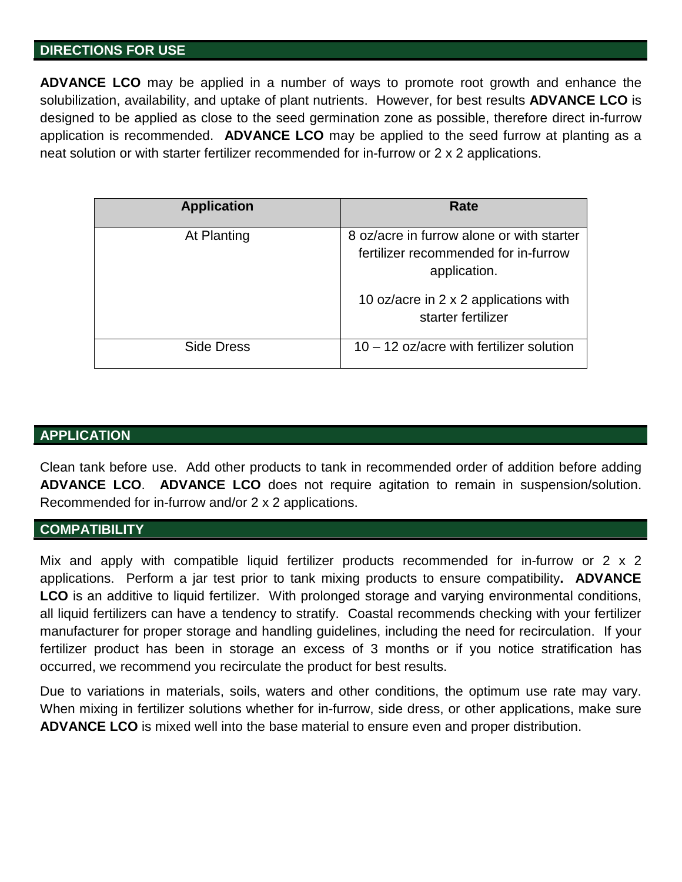## DIRECTIONS FOR USE

**ADVANCE LCO** may be applied in a number of ways to promote root growth and enhance the solubilization, availability, and uptake of plant nutrients. However, for best results **ADVANCE LCO** is designed to be applied as close to the seed germination zone as possible, therefore direct in-furrow application is recommended. **ADVANCE LCO** may be applied to the seed furrow at planting as a neat solution or with starter fertilizer recommended for in-furrow or 2 x 2 applications.

| Application | Rate |
|---|---|
| At Planting | 8 oz/acre in furrow alone or with starter fertilizer recommended for in-furrow application.<br><br>10 oz/acre in 2 x 2 applications with starter fertilizer |
| Side Dress | 10 – 12 oz/acre with fertilizer solution |

## APPLICATION

Clean tank before use. Add other products to tank in recommended order of addition before adding **ADVANCE LCO**. **ADVANCE LCO** does not require agitation to remain in suspension/solution. Recommended for in-furrow and/or 2 x 2 applications.

## COMPATIBILITY

Mix and apply with compatible liquid fertilizer products recommended for in-furrow or 2 x 2 applications. Perform a jar test prior to tank mixing products to ensure compatibility**.** **ADVANCE LCO** is an additive to liquid fertilizer. With prolonged storage and varying environmental conditions, all liquid fertilizers can have a tendency to stratify. Coastal recommends checking with your fertilizer manufacturer for proper storage and handling guidelines, including the need for recirculation. If your fertilizer product has been in storage an excess of 3 months or if you notice stratification has occurred, we recommend you recirculate the product for best results.

Due to variations in materials, soils, waters and other conditions, the optimum use rate may vary. When mixing in fertilizer solutions whether for in-furrow, side dress, or other applications, make sure **ADVANCE LCO** is mixed well into the base material to ensure even and proper distribution.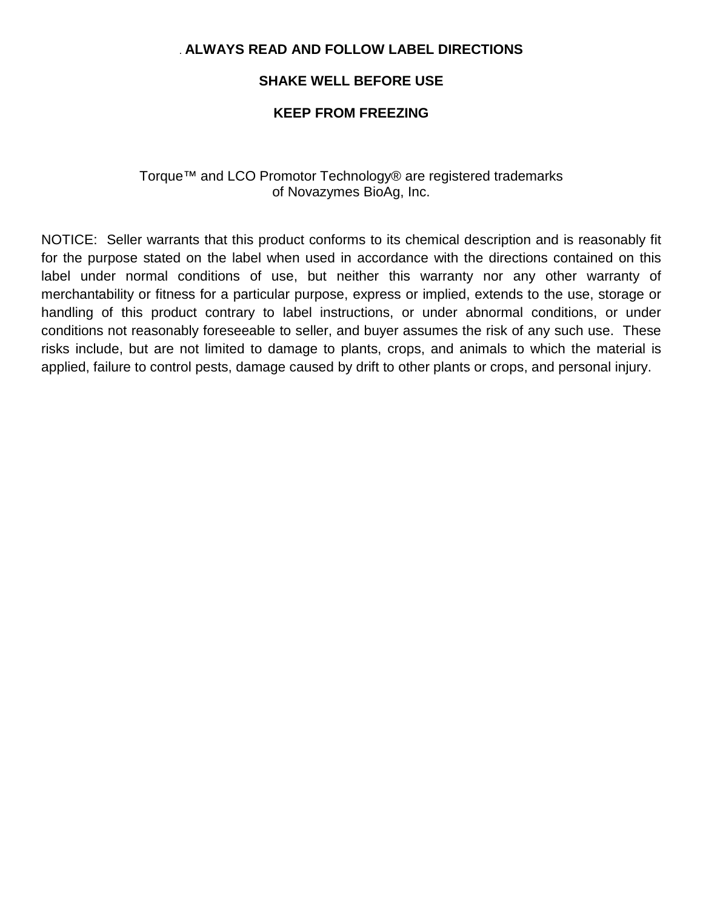. **ALWAYS READ AND FOLLOW LABEL DIRECTIONS**

**SHAKE WELL BEFORE USE**

**KEEP FROM FREEZING**

Torque™ and LCO Promotor Technology® are registered trademarks of Novazymes BioAg, Inc.

NOTICE: Seller warrants that this product conforms to its chemical description and is reasonably fit for the purpose stated on the label when used in accordance with the directions contained on this label under normal conditions of use, but neither this warranty nor any other warranty of merchantability or fitness for a particular purpose, express or implied, extends to the use, storage or handling of this product contrary to label instructions, or under abnormal conditions, or under conditions not reasonably foreseeable to seller, and buyer assumes the risk of any such use. These risks include, but are not limited to damage to plants, crops, and animals to which the material is applied, failure to control pests, damage caused by drift to other plants or crops, and personal injury.